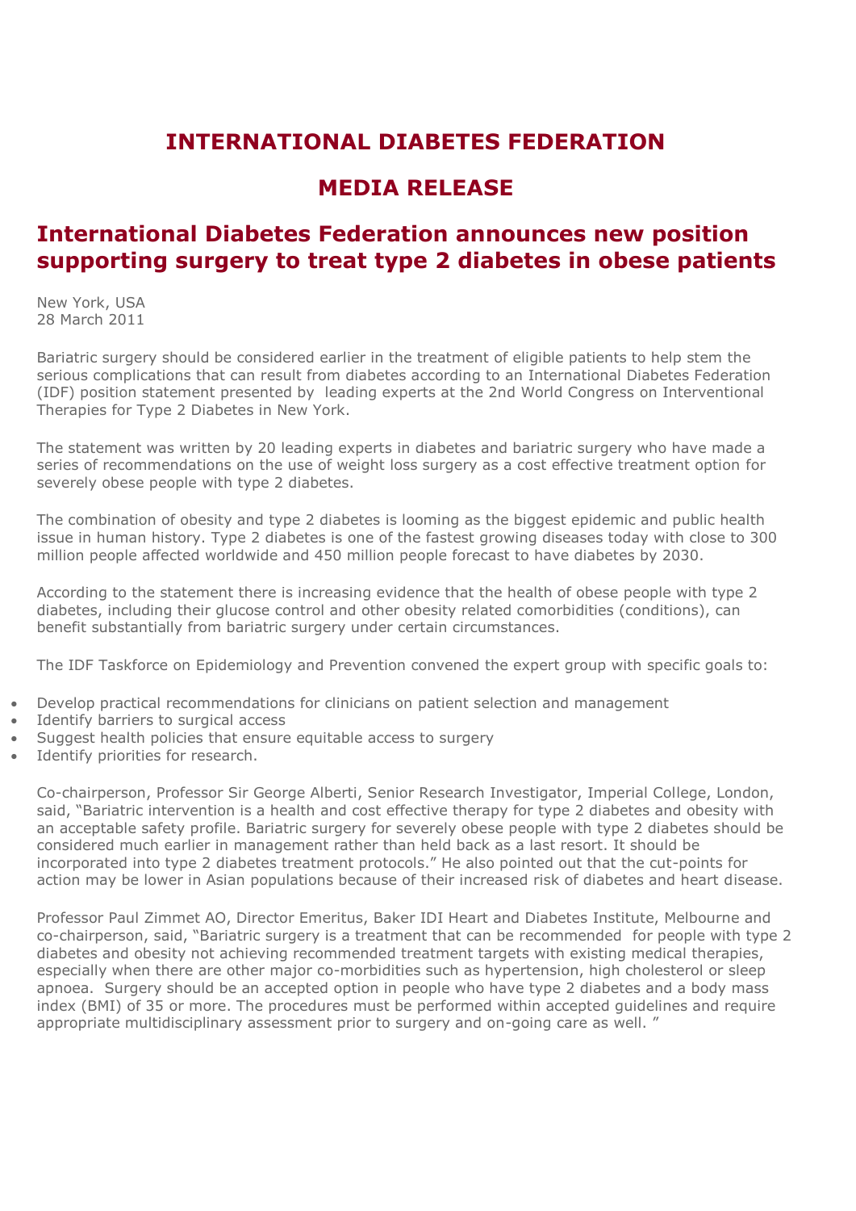# INTERNATIONAL DIABETES FEDERATION

# MEDIA RELEASE

## International Diabetes Federation announces new position supporting surgery to treat type 2 diabetes in obese patients

New York, USA
28 March 2011

Bariatric surgery should be considered earlier in the treatment of eligible patients to help stem the serious complications that can result from diabetes according to an International Diabetes Federation (IDF) position statement presented by leading experts at the 2nd World Congress on Interventional Therapies for Type 2 Diabetes in New York.

The statement was written by 20 leading experts in diabetes and bariatric surgery who have made a series of recommendations on the use of weight loss surgery as a cost effective treatment option for severely obese people with type 2 diabetes.

The combination of obesity and type 2 diabetes is looming as the biggest epidemic and public health issue in human history. Type 2 diabetes is one of the fastest growing diseases today with close to 300 million people affected worldwide and 450 million people forecast to have diabetes by 2030.

According to the statement there is increasing evidence that the health of obese people with type 2 diabetes, including their glucose control and other obesity related comorbidities (conditions), can benefit substantially from bariatric surgery under certain circumstances.

The IDF Taskforce on Epidemiology and Prevention convened the expert group with specific goals to:

- Develop practical recommendations for clinicians on patient selection and management
- Identify barriers to surgical access
- Suggest health policies that ensure equitable access to surgery
- Identify priorities for research.

Co-chairperson, Professor Sir George Alberti, Senior Research Investigator, Imperial College, London, said, "Bariatric intervention is a health and cost effective therapy for type 2 diabetes and obesity with an acceptable safety profile. Bariatric surgery for severely obese people with type 2 diabetes should be considered much earlier in management rather than held back as a last resort. It should be incorporated into type 2 diabetes treatment protocols." He also pointed out that the cut-points for action may be lower in Asian populations because of their increased risk of diabetes and heart disease.

Professor Paul Zimmet AO, Director Emeritus, Baker IDI Heart and Diabetes Institute, Melbourne and co-chairperson, said, "Bariatric surgery is a treatment that can be recommended for people with type 2 diabetes and obesity not achieving recommended treatment targets with existing medical therapies, especially when there are other major co-morbidities such as hypertension, high cholesterol or sleep apnoea. Surgery should be an accepted option in people who have type 2 diabetes and a body mass index (BMI) of 35 or more. The procedures must be performed within accepted guidelines and require appropriate multidisciplinary assessment prior to surgery and on-going care as well."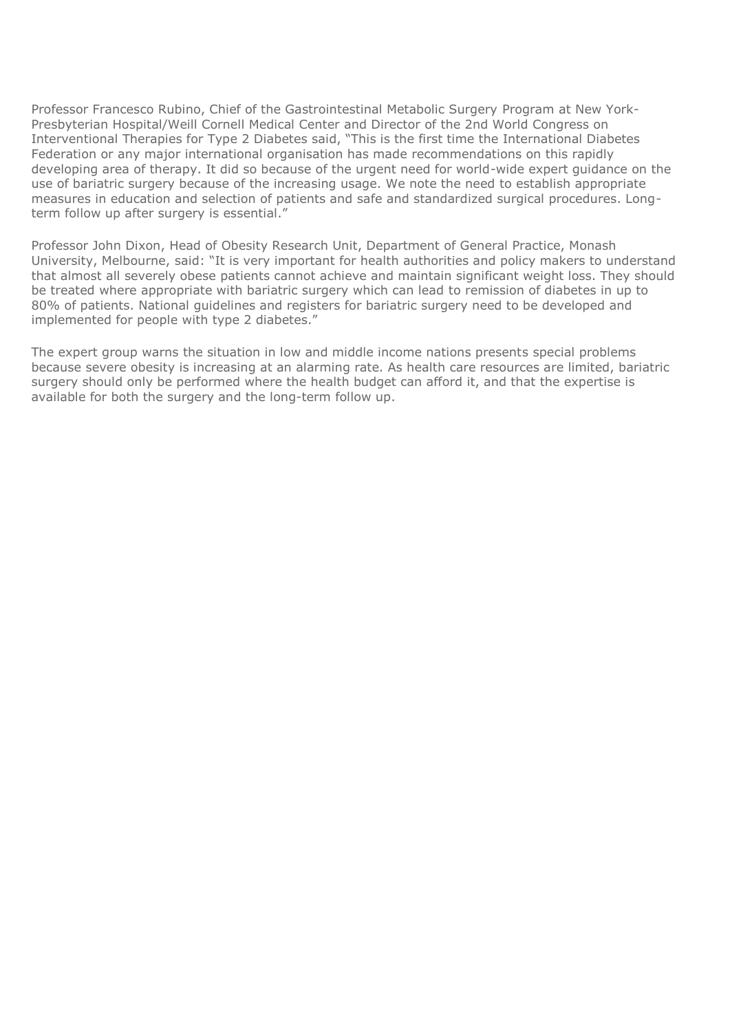Professor Francesco Rubino, Chief of the Gastrointestinal Metabolic Surgery Program at New York-Presbyterian Hospital/Weill Cornell Medical Center and Director of the 2nd World Congress on Interventional Therapies for Type 2 Diabetes said, "This is the first time the International Diabetes Federation or any major international organisation has made recommendations on this rapidly developing area of therapy. It did so because of the urgent need for world-wide expert guidance on the use of bariatric surgery because of the increasing usage. We note the need to establish appropriate measures in education and selection of patients and safe and standardized surgical procedures. Long-term follow up after surgery is essential."

Professor John Dixon, Head of Obesity Research Unit, Department of General Practice, Monash University, Melbourne, said: "It is very important for health authorities and policy makers to understand that almost all severely obese patients cannot achieve and maintain significant weight loss. They should be treated where appropriate with bariatric surgery which can lead to remission of diabetes in up to 80% of patients. National guidelines and registers for bariatric surgery need to be developed and implemented for people with type 2 diabetes."

The expert group warns the situation in low and middle income nations presents special problems because severe obesity is increasing at an alarming rate. As health care resources are limited, bariatric surgery should only be performed where the health budget can afford it, and that the expertise is available for both the surgery and the long-term follow up.